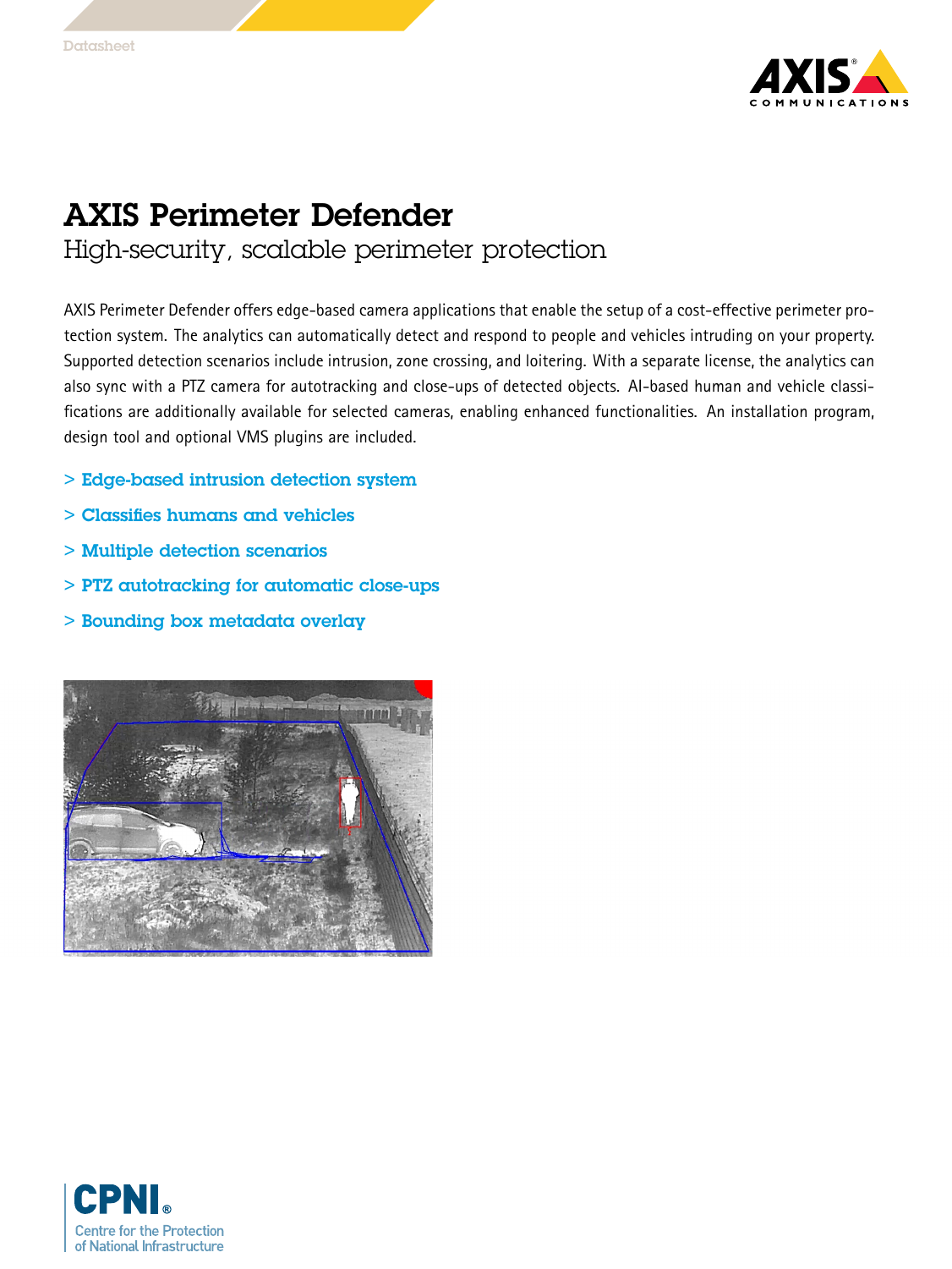Datasheet

# AXIS Perimeter Defender

## High-security, scalable perimeter protection

AXIS Perimeter Defender offers edge-based camera applications that enable the setup of a cost-effective perimeter protection system. The analytics can automatically detect and respond to people and vehicles intruding on your property. Supported detection scenarios include intrusion, zone crossing, and loitering. With a separate license, the analytics can also sync with a PTZ camera for autotracking and close-ups of detected objects. AI-based human and vehicle classifications are additionally available for selected cameras, enabling enhanced functionalities. An installation program, design tool and optional VMS plugins are included.

- Edge-based intrusion detection system
- Classifies humans and vehicles
- Multiple detection scenarios
- PTZ autotracking for automatic close-ups
- Bounding box metadata overlay

CPNI®
Centre for the Protection of National Infrastructure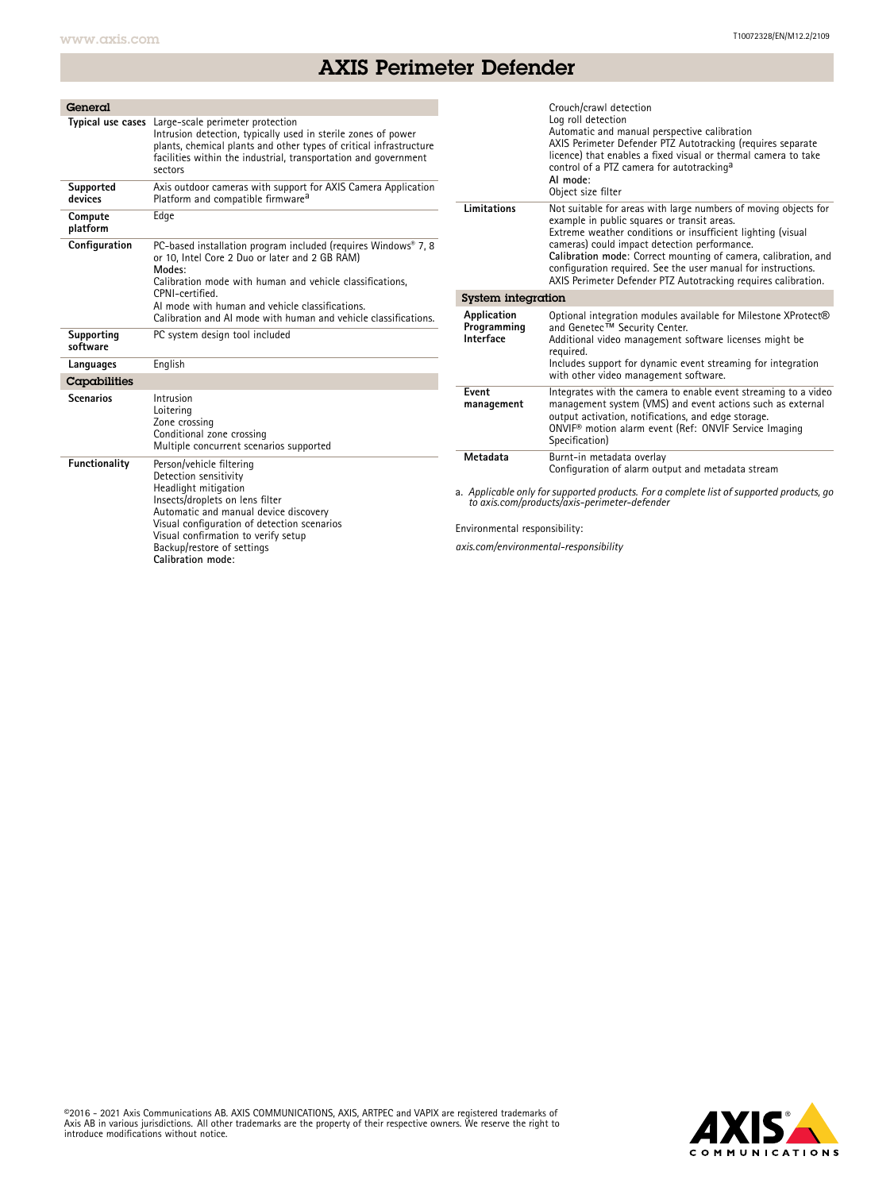# AXIS Perimeter Defender

| | |
|---|---|
| **General** | |
| **Typical use cases** | Large-scale perimeter protection<br>Intrusion detection, typically used in sterile zones of power plants, chemical plants and other types of critical infrastructure facilities within the industrial, transportation and government sectors |
| **Supported devices** | Axis outdoor cameras with support for AXIS Camera Application Platform and compatible firmware[a] |
| **Compute platform** | Edge |
| **Configuration** | PC-based installation program included (requires Windows® 7, 8 or 10, Intel Core 2 Duo or later and 2 GB RAM)<br>**Modes**:<br>Calibration mode with human and vehicle classifications, CPNI-certified.<br>AI mode with human and vehicle classifications.<br>Calibration and AI mode with human and vehicle classifications. |
| **Supporting software** | PC system design tool included |
| **Languages** | English |
| **Capabilities** | |
| **Scenarios** | Intrusion<br>Loitering<br>Zone crossing<br>Conditional zone crossing<br>Multiple concurrent scenarios supported |
| **Functionality** | Person/vehicle filtering<br>Detection sensitivity<br>Headlight mitigation<br>Insects/droplets on lens filter<br>Automatic and manual device discovery<br>Visual configuration of detection scenarios<br>Visual confirmation to verify setup<br>Backup/restore of settings<br>**Calibration mode**:<br>Crouch/crawl detection<br>Log roll detection<br>Automatic and manual perspective calibration<br>AXIS Perimeter Defender PTZ Autotracking (requires separate licence) that enables a fixed visual or thermal camera to take control of a PTZ camera for autotracking[a]<br>**AI mode**:<br>Object size filter |
| **Limitations** | Not suitable for areas with large numbers of moving objects for example in public squares or transit areas.<br>Extreme weather conditions or insufficient lighting (visual cameras) could impact detection performance.<br>**Calibration mode**: Correct mounting of camera, calibration, and configuration required. See the user manual for instructions.<br>AXIS Perimeter Defender PTZ Autotracking requires calibration. |
| **System integration** | |
| **Application Programming Interface** | Optional integration modules available for Milestone XProtect® and Genetec™ Security Center.<br>Additional video management software licenses might be required.<br>Includes support for dynamic event streaming for integration with other video management software. |
| **Event management** | Integrates with the camera to enable event streaming to a video management system (VMS) and event actions such as external output activation, notifications, and edge storage.<br>ONVIF® motion alarm event (Ref: ONVIF Service Imaging Specification) |
| **Metadata** | Burnt-in metadata overlay<br>Configuration of alarm output and metadata stream |

a. *Applicable only for supported products. For a complete list of supported products, go to axis.com/products/axis-perimeter-defender*

Environmental responsibility:

*axis.com/environmental-responsibility*

©2016 - 2021 Axis Communications AB. AXIS COMMUNICATIONS, AXIS, ARTPEC and VAPIX are registered trademarks of Axis AB in various jurisdictions. All other trademarks are the property of their respective owners. We reserve the right to introduce modifications without notice.